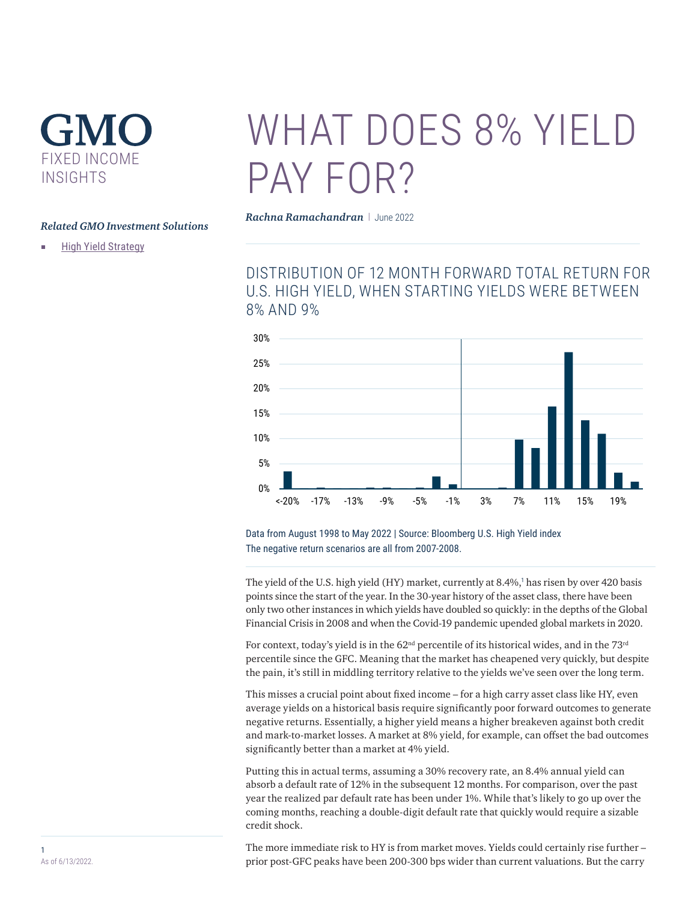# GMO

FIXED INCOME INSIGHTS

*Related GMO Investment Solutions*

- High Yield Strategy

# WHAT DOES 8% YIELD PAY FOR?

***Rachna Ramachandran*** | June 2022

## DISTRIBUTION OF 12 MONTH FORWARD TOTAL RETURN FOR U.S. HIGH YIELD, WHEN STARTING YIELDS WERE BETWEEN 8% AND 9%

Data from August 1998 to May 2022 | Source: Bloomberg U.S. High Yield index
The negative return scenarios are all from 2007-2008.

The yield of the U.S. high yield (HY) market, currently at 8.4%,[1] has risen by over 420 basis points since the start of the year. In the 30-year history of the asset class, there have been only two other instances in which yields have doubled so quickly: in the depths of the Global Financial Crisis in 2008 and when the Covid-19 pandemic upended global markets in 2020.

For context, today's yield is in the 62nd percentile of its historical wides, and in the 73rd percentile since the GFC. Meaning that the market has cheapened very quickly, but despite the pain, it's still in middling territory relative to the yields we've seen over the long term.

This misses a crucial point about fixed income – for a high carry asset class like HY, even average yields on a historical basis require significantly poor forward outcomes to generate negative returns. Essentially, a higher yield means a higher breakeven against both credit and mark-to-market losses. A market at 8% yield, for example, can offset the bad outcomes significantly better than a market at 4% yield.

Putting this in actual terms, assuming a 30% recovery rate, an 8.4% annual yield can absorb a default rate of 12% in the subsequent 12 months. For comparison, over the past year the realized par default rate has been under 1%. While that's likely to go up over the coming months, reaching a double-digit default rate that quickly would require a sizable credit shock.

The more immediate risk to HY is from market moves. Yields could certainly rise further – prior post-GFC peaks have been 200-300 bps wider than current valuations. But the carry

[1] As of 6/13/2022.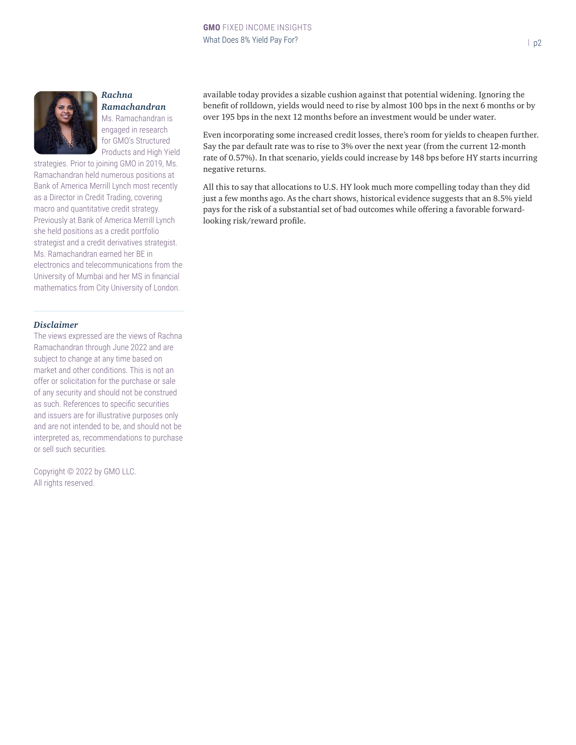available today provides a sizable cushion against that potential widening. Ignoring the benefit of rolldown, yields would need to rise by almost 100 bps in the next 6 months or by over 195 bps in the next 12 months before an investment would be under water.

Even incorporating some increased credit losses, there's room for yields to cheapen further. Say the par default rate was to rise to 3% over the next year (from the current 12-month rate of 0.57%). In that scenario, yields could increase by 148 bps before HY starts incurring negative returns.

All this to say that allocations to U.S. HY look much more compelling today than they did just a few months ago. As the chart shows, historical evidence suggests that an 8.5% yield pays for the risk of a substantial set of bad outcomes while offering a favorable forward-looking risk/reward profile.

***Rachna Ramachandran***

Ms. Ramachandran is engaged in research for GMO's Structured Products and High Yield strategies. Prior to joining GMO in 2019, Ms. Ramachandran held numerous positions at Bank of America Merrill Lynch most recently as a Director in Credit Trading, covering macro and quantitative credit strategy. Previously at Bank of America Merrill Lynch she held positions as a credit portfolio strategist and a credit derivatives strategist. Ms. Ramachandran earned her BE in electronics and telecommunications from the University of Mumbai and her MS in financial mathematics from City University of London.

***Disclaimer***

The views expressed are the views of Rachna Ramachandran through June 2022 and are subject to change at any time based on market and other conditions. This is not an offer or solicitation for the purchase or sale of any security and should not be construed as such. References to specific securities and issuers are for illustrative purposes only and are not intended to be, and should not be interpreted as, recommendations to purchase or sell such securities.

Copyright © 2022 by GMO LLC.
All rights reserved.